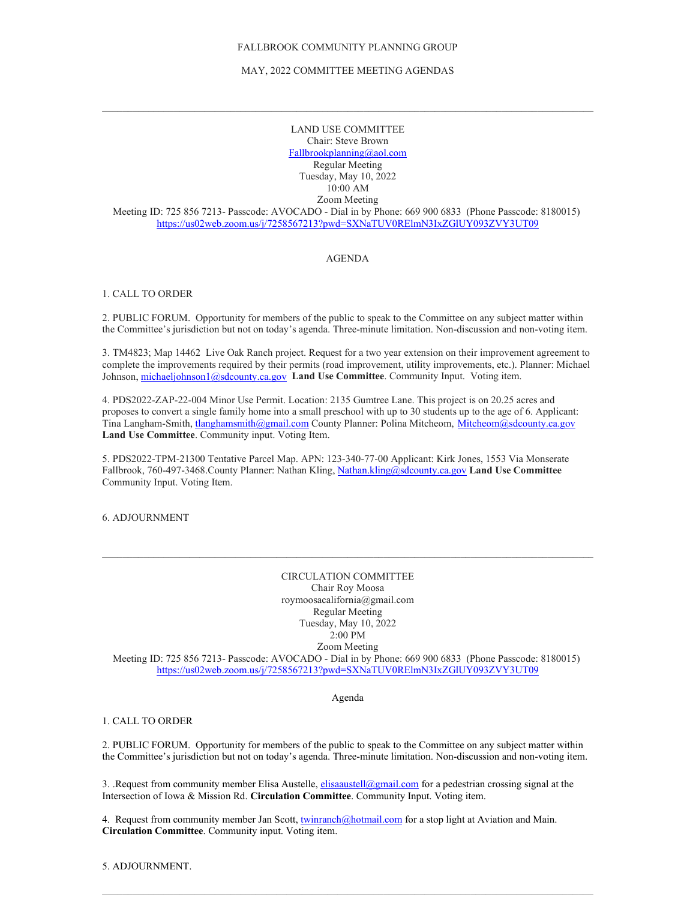FALLBROOK COMMUNITY PLANNING GROUP

MAY, 2022 COMMITTEE MEETING AGENDAS

---

LAND USE COMMITTEE
Chair: Steve Brown
Fallbrookplanning@aol.com
Regular Meeting
Tuesday, May 10, 2022
10:00 AM
Zoom Meeting
Meeting ID: 725 856 7213- Passcode: AVOCADO - Dial in by Phone: 669 900 6833 (Phone Passcode: 8180015)
https://us02web.zoom.us/j/7258567213?pwd=SXNaTUV0RElmN3IxZGlUY093ZVY3UT09

AGENDA

1. CALL TO ORDER

2. PUBLIC FORUM. Opportunity for members of the public to speak to the Committee on any subject matter within the Committee's jurisdiction but not on today's agenda. Three-minute limitation. Non-discussion and non-voting item.

3. TM4823; Map 14462 Live Oak Ranch project. Request for a two year extension on their improvement agreement to complete the improvements required by their permits (road improvement, utility improvements, etc.). Planner: Michael Johnson, michaeljohnson1@sdcounty.ca.gov **Land Use Committee**. Community Input. Voting item.

4. PDS2022-ZAP-22-004 Minor Use Permit. Location: 2135 Gumtree Lane. This project is on 20.25 acres and proposes to convert a single family home into a small preschool with up to 30 students up to the age of 6. Applicant: Tina Langham-Smith, tlanghamsmith@gmail.com County Planner: Polina Mitcheom, Mitcheom@sdcounty.ca.gov **Land Use Committee**. Community input. Voting Item.

5. PDS2022-TPM-21300 Tentative Parcel Map. APN: 123-340-77-00 Applicant: Kirk Jones, 1553 Via Monserate Fallbrook, 760-497-3468.County Planner: Nathan Kling, Nathan.kling@sdcounty.ca.gov **Land Use Committee** Community Input. Voting Item.

6. ADJOURNMENT

---

CIRCULATION COMMITTEE
Chair Roy Moosa
roymoosacalifornia@gmail.com
Regular Meeting
Tuesday, May 10, 2022
2:00 PM
Zoom Meeting
Meeting ID: 725 856 7213- Passcode: AVOCADO - Dial in by Phone: 669 900 6833 (Phone Passcode: 8180015)
https://us02web.zoom.us/j/7258567213?pwd=SXNaTUV0RElmN3IxZGlUY093ZVY3UT09

Agenda

1. CALL TO ORDER

2. PUBLIC FORUM. Opportunity for members of the public to speak to the Committee on any subject matter within the Committee's jurisdiction but not on today's agenda. Three-minute limitation. Non-discussion and non-voting item.

3. .Request from community member Elisa Austelle, elisaaustell@gmail.com for a pedestrian crossing signal at the Intersection of Iowa & Mission Rd. **Circulation Committee**. Community Input. Voting item.

4. Request from community member Jan Scott, twinranch@hotmail.com for a stop light at Aviation and Main. **Circulation Committee**. Community input. Voting item.

5. ADJOURNMENT.

---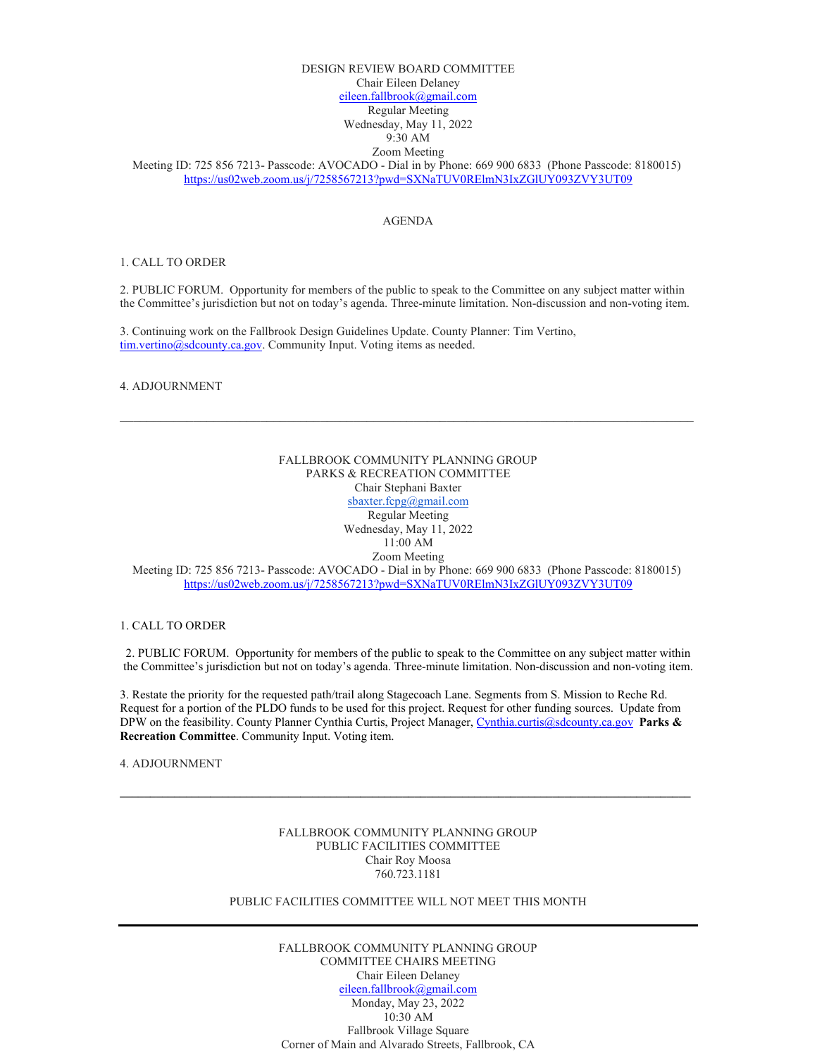DESIGN REVIEW BOARD COMMITTEE
Chair Eileen Delaney
eileen.fallbrook@gmail.com
Regular Meeting
Wednesday, May 11, 2022
9:30 AM
Zoom Meeting
Meeting ID: 725 856 7213- Passcode: AVOCADO - Dial in by Phone: 669 900 6833 (Phone Passcode: 8180015)
https://us02web.zoom.us/j/7258567213?pwd=SXNaTUV0RElmN3IxZGlUY093ZVY3UT09

AGENDA

1. CALL TO ORDER

2. PUBLIC FORUM. Opportunity for members of the public to speak to the Committee on any subject matter within the Committee's jurisdiction but not on today's agenda. Three-minute limitation. Non-discussion and non-voting item.

3. Continuing work on the Fallbrook Design Guidelines Update. County Planner: Tim Vertino, tim.vertino@sdcounty.ca.gov. Community Input. Voting items as needed.

4. ADJOURNMENT

---

FALLBROOK COMMUNITY PLANNING GROUP
PARKS & RECREATION COMMITTEE
Chair Stephani Baxter
sbaxter.fcpg@gmail.com
Regular Meeting
Wednesday, May 11, 2022
11:00 AM
Zoom Meeting
Meeting ID: 725 856 7213- Passcode: AVOCADO - Dial in by Phone: 669 900 6833 (Phone Passcode: 8180015)
https://us02web.zoom.us/j/7258567213?pwd=SXNaTUV0RElmN3IxZGlUY093ZVY3UT09

1. CALL TO ORDER

2. PUBLIC FORUM. Opportunity for members of the public to speak to the Committee on any subject matter within the Committee's jurisdiction but not on today's agenda. Three-minute limitation. Non-discussion and non-voting item.

3. Restate the priority for the requested path/trail along Stagecoach Lane. Segments from S. Mission to Reche Rd. Request for a portion of the PLDO funds to be used for this project. Request for other funding sources. Update from DPW on the feasibility. County Planner Cynthia Curtis, Project Manager, Cynthia.curtis@sdcounty.ca.gov **Parks & Recreation Committee**. Community Input. Voting item.

4. ADJOURNMENT

---

FALLBROOK COMMUNITY PLANNING GROUP
PUBLIC FACILITIES COMMITTEE
Chair Roy Moosa
760.723.1181

PUBLIC FACILITIES COMMITTEE WILL NOT MEET THIS MONTH

---

FALLBROOK COMMUNITY PLANNING GROUP
COMMITTEE CHAIRS MEETING
Chair Eileen Delaney
eileen.fallbrook@gmail.com
Monday, May 23, 2022
10:30 AM
Fallbrook Village Square
Corner of Main and Alvarado Streets, Fallbrook, CA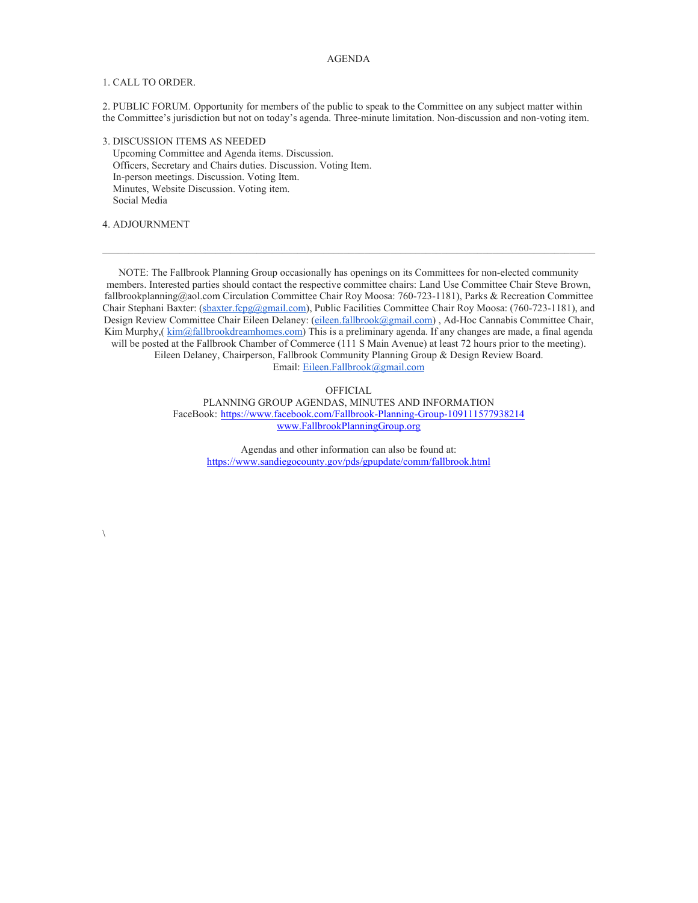# AGENDA

1. CALL TO ORDER.

2. PUBLIC FORUM. Opportunity for members of the public to speak to the Committee on any subject matter within the Committee's jurisdiction but not on today's agenda. Three-minute limitation. Non-discussion and non-voting item.

3. DISCUSSION ITEMS AS NEEDED
   - Upcoming Committee and Agenda items. Discussion.
   - Officers, Secretary and Chairs duties. Discussion. Voting Item.
   - In-person meetings. Discussion. Voting Item.
   - Minutes, Website Discussion. Voting item.
   - Social Media

4. ADJOURNMENT

---

NOTE: The Fallbrook Planning Group occasionally has openings on its Committees for non-elected community members. Interested parties should contact the respective committee chairs: Land Use Committee Chair Steve Brown, fallbrookplanning@aol.com Circulation Committee Chair Roy Moosa: 760-723-1181), Parks & Recreation Committee Chair Stephani Baxter: (sbaxter.fcpg@gmail.com), Public Facilities Committee Chair Roy Moosa: (760-723-1181), and Design Review Committee Chair Eileen Delaney: (eileen.fallbrook@gmail.com) , Ad-Hoc Cannabis Committee Chair, Kim Murphy,( kim@fallbrookdreamhomes.com) This is a preliminary agenda. If any changes are made, a final agenda will be posted at the Fallbrook Chamber of Commerce (111 S Main Avenue) at least 72 hours prior to the meeting).
Eileen Delaney, Chairperson, Fallbrook Community Planning Group & Design Review Board.
Email: Eileen.Fallbrook@gmail.com

OFFICIAL
PLANNING GROUP AGENDAS, MINUTES AND INFORMATION
FaceBook: https://www.facebook.com/Fallbrook-Planning-Group-109111577938214
www.FallbrookPlanningGroup.org

Agendas and other information can also be found at:
https://www.sandiegocounty.gov/pds/gpupdate/comm/fallbrook.html

\